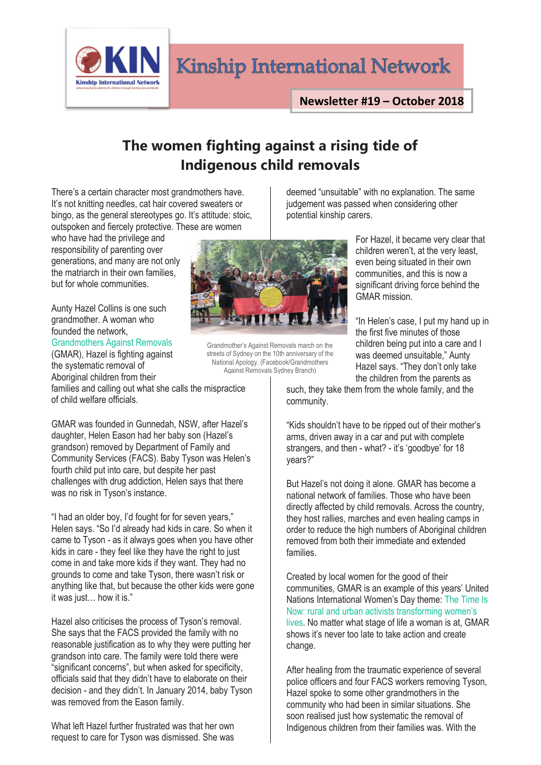Kinship International Network

Newsletter #19 – October 2018

# The women fighting against a rising tide of Indigenous child removals

There's a certain character most grandmothers have. It's not knitting needles, cat hair covered sweaters or bingo, as the general stereotypes go. It's attitude: stoic, outspoken and fiercely protective. These are women who have had the privilege and responsibility of parenting over generations, and many are not only the matriarch in their own families, but for whole communities.

Aunty Hazel Collins is one such grandmother. A woman who founded the network, Grandmothers Against Removals (GMAR), Hazel is fighting against the systematic removal of Aboriginal children from their families and calling out what she calls the mispractice of child welfare officials.

Grandmother's Against Removals march on the streets of Sydney on the 10th anniversary of the National Apology. (Facebook/Grandmothers Against Removals Sydney Branch)

GMAR was founded in Gunnedah, NSW, after Hazel's daughter, Helen Eason had her baby son (Hazel's grandson) removed by Department of Family and Community Services (FACS). Baby Tyson was Helen's fourth child put into care, but despite her past challenges with drug addiction, Helen says that there was no risk in Tyson's instance.

"I had an older boy, I'd fought for for seven years," Helen says. "So I'd already had kids in care. So when it came to Tyson - as it always goes when you have other kids in care - they feel like they have the right to just come in and take more kids if they want. They had no grounds to come and take Tyson, there wasn't risk or anything like that, but because the other kids were gone it was just… how it is."

Hazel also criticises the process of Tyson's removal. She says that the FACS provided the family with no reasonable justification as to why they were putting her grandson into care. The family were told there were "significant concerns", but when asked for specificity, officials said that they didn't have to elaborate on their decision - and they didn't. In January 2014, baby Tyson was removed from the Eason family.

What left Hazel further frustrated was that her own request to care for Tyson was dismissed. She was deemed "unsuitable" with no explanation. The same judgement was passed when considering other potential kinship carers.

For Hazel, it became very clear that children weren't, at the very least, even being situated in their own communities, and this is now a significant driving force behind the GMAR mission.

"In Helen's case, I put my hand up in the first five minutes of those children being put into a care and I was deemed unsuitable," Aunty Hazel says. "They don't only take the children from the parents as such, they take them from the whole family, and the community.

"Kids shouldn't have to be ripped out of their mother's arms, driven away in a car and put with complete strangers, and then - what? - it's 'goodbye' for 18 years?"

But Hazel's not doing it alone. GMAR has become a national network of families. Those who have been directly affected by child removals. Across the country, they host rallies, marches and even healing camps in order to reduce the high numbers of Aboriginal children removed from both their immediate and extended families.

Created by local women for the good of their communities, GMAR is an example of this years' United Nations International Women's Day theme: The Time Is Now: rural and urban activists transforming women's lives. No matter what stage of life a woman is at, GMAR shows it's never too late to take action and create change.

After healing from the traumatic experience of several police officers and four FACS workers removing Tyson, Hazel spoke to some other grandmothers in the community who had been in similar situations. She soon realised just how systematic the removal of Indigenous children from their families was. With the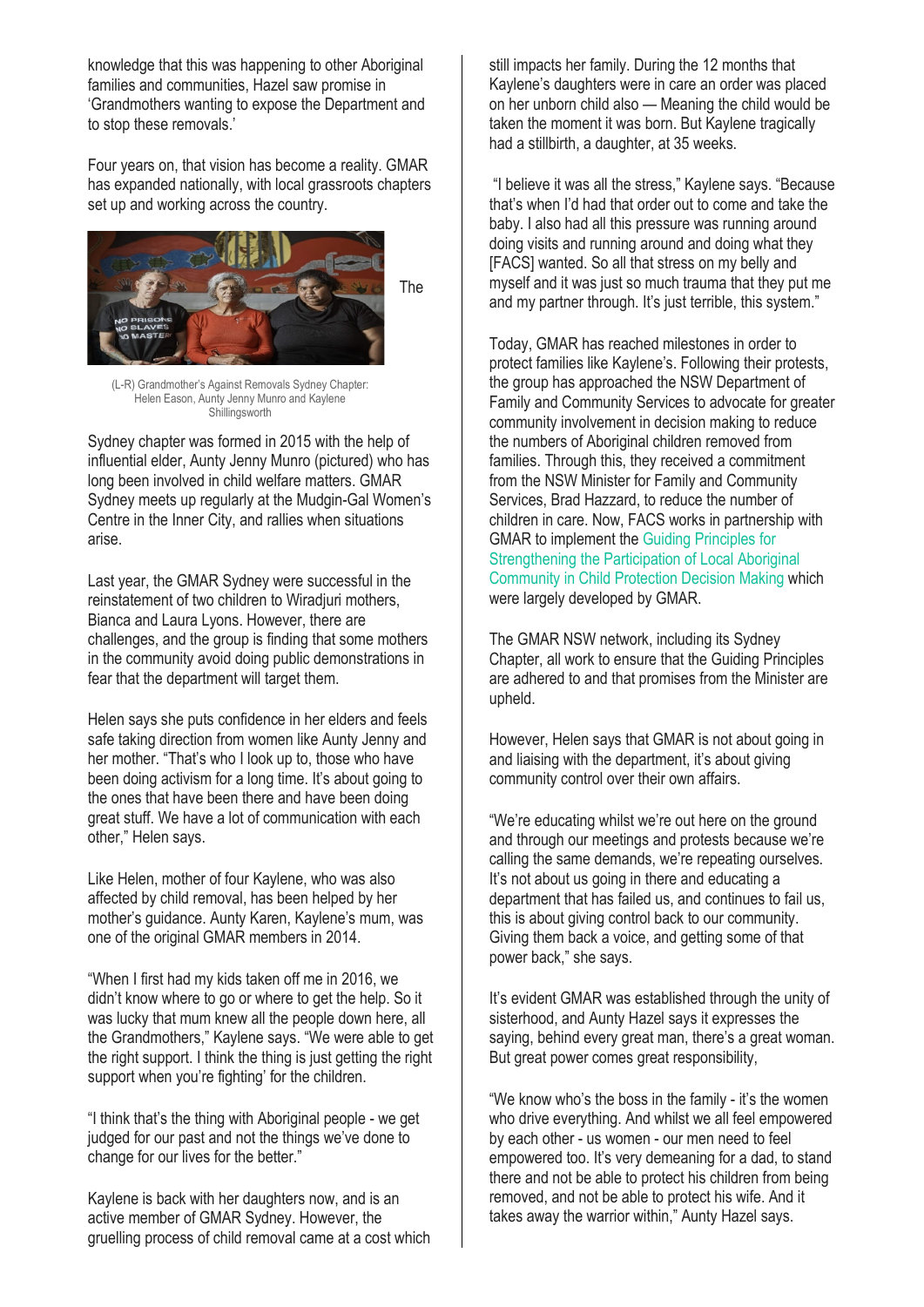knowledge that this was happening to other Aboriginal families and communities, Hazel saw promise in 'Grandmothers wanting to expose the Department and to stop these removals.'

Four years on, that vision has become a reality. GMAR has expanded nationally, with local grassroots chapters set up and working across the country.

(L-R) Grandmother's Against Removals Sydney Chapter: Helen Eason, Aunty Jenny Munro and Kaylene Shillingsworth

The Sydney chapter was formed in 2015 with the help of influential elder, Aunty Jenny Munro (pictured) who has long been involved in child welfare matters. GMAR Sydney meets up regularly at the Mudgin-Gal Women's Centre in the Inner City, and rallies when situations arise.

Last year, the GMAR Sydney were successful in the reinstatement of two children to Wiradjuri mothers, Bianca and Laura Lyons. However, there are challenges, and the group is finding that some mothers in the community avoid doing public demonstrations in fear that the department will target them.

Helen says she puts confidence in her elders and feels safe taking direction from women like Aunty Jenny and her mother. "That's who I look up to, those who have been doing activism for a long time. It's about going to the ones that have been there and have been doing great stuff. We have a lot of communication with each other," Helen says.

Like Helen, mother of four Kaylene, who was also affected by child removal, has been helped by her mother's guidance. Aunty Karen, Kaylene's mum, was one of the original GMAR members in 2014.

"When I first had my kids taken off me in 2016, we didn't know where to go or where to get the help. So it was lucky that mum knew all the people down here, all the Grandmothers," Kaylene says. "We were able to get the right support. I think the thing is just getting the right support when you're fighting' for the children.

"I think that's the thing with Aboriginal people - we get judged for our past and not the things we've done to change for our lives for the better."

Kaylene is back with her daughters now, and is an active member of GMAR Sydney. However, the gruelling process of child removal came at a cost which still impacts her family. During the 12 months that Kaylene's daughters were in care an order was placed on her unborn child also — Meaning the child would be taken the moment it was born. But Kaylene tragically had a stillbirth, a daughter, at 35 weeks.

"I believe it was all the stress," Kaylene says. "Because that's when I'd had that order out to come and take the baby. I also had all this pressure was running around doing visits and running around and doing what they [FACS] wanted. So all that stress on my belly and myself and it was just so much trauma that they put me and my partner through. It's just terrible, this system."

Today, GMAR has reached milestones in order to protect families like Kaylene's. Following their protests, the group has approached the NSW Department of Family and Community Services to advocate for greater community involvement in decision making to reduce the numbers of Aboriginal children removed from families. Through this, they received a commitment from the NSW Minister for Family and Community Services, Brad Hazzard, to reduce the number of children in care. Now, FACS works in partnership with GMAR to implement the Guiding Principles for Strengthening the Participation of Local Aboriginal Community in Child Protection Decision Making which were largely developed by GMAR.

The GMAR NSW network, including its Sydney Chapter, all work to ensure that the Guiding Principles are adhered to and that promises from the Minister are upheld.

However, Helen says that GMAR is not about going in and liaising with the department, it's about giving community control over their own affairs.

"We're educating whilst we're out here on the ground and through our meetings and protests because we're calling the same demands, we're repeating ourselves. It's not about us going in there and educating a department that has failed us, and continues to fail us, this is about giving control back to our community. Giving them back a voice, and getting some of that power back," she says.

It's evident GMAR was established through the unity of sisterhood, and Aunty Hazel says it expresses the saying, behind every great man, there's a great woman. But great power comes great responsibility,

"We know who's the boss in the family - it's the women who drive everything. And whilst we all feel empowered by each other - us women - our men need to feel empowered too. It's very demeaning for a dad, to stand there and not be able to protect his children from being removed, and not be able to protect his wife. And it takes away the warrior within," Aunty Hazel says.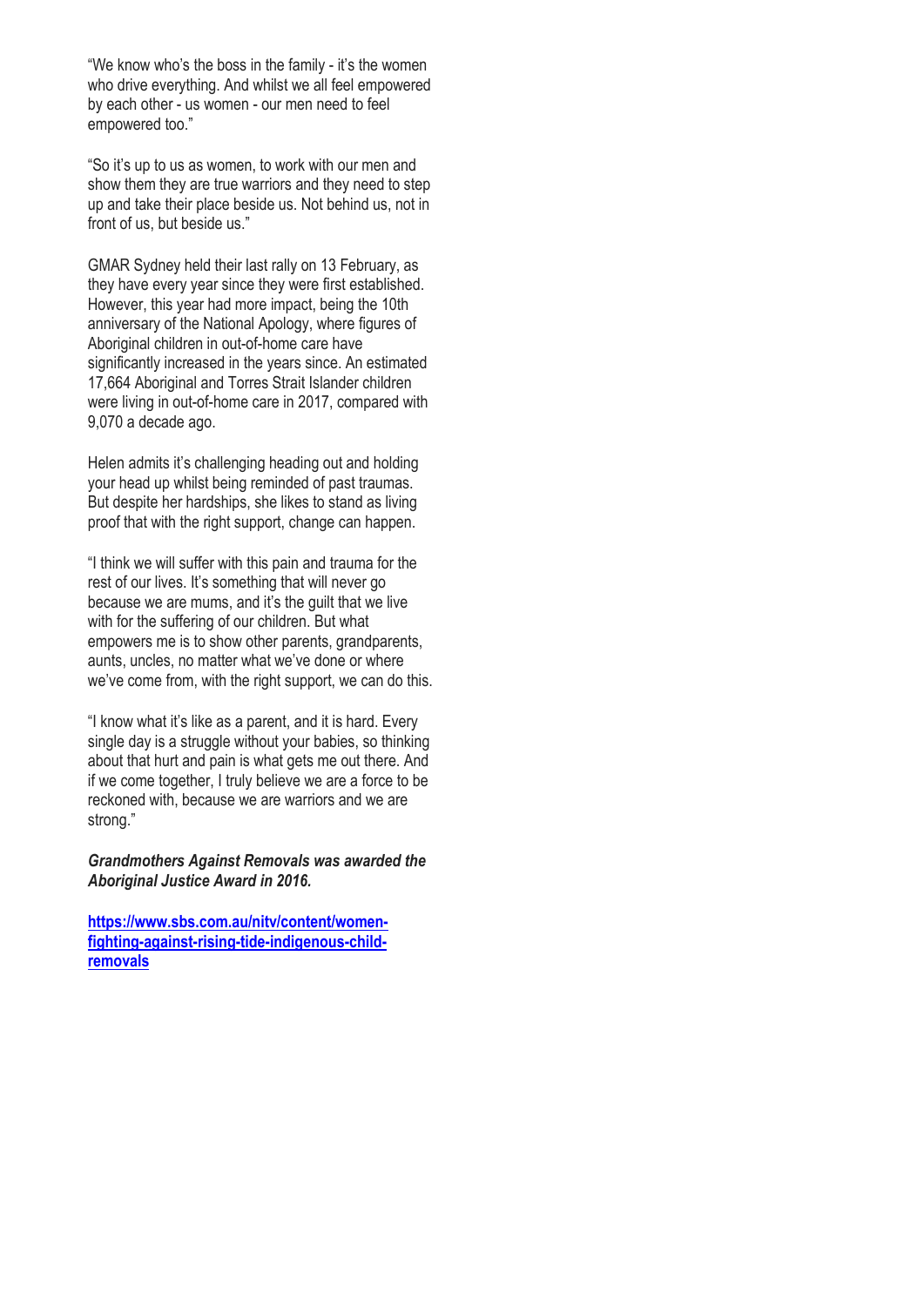"We know who's the boss in the family - it's the women who drive everything. And whilst we all feel empowered by each other - us women - our men need to feel empowered too."

"So it's up to us as women, to work with our men and show them they are true warriors and they need to step up and take their place beside us. Not behind us, not in front of us, but beside us."

GMAR Sydney held their last rally on 13 February, as they have every year since they were first established. However, this year had more impact, being the 10th anniversary of the National Apology, where figures of Aboriginal children in out-of-home care have significantly increased in the years since. An estimated 17,664 Aboriginal and Torres Strait Islander children were living in out-of-home care in 2017, compared with 9,070 a decade ago.

Helen admits it's challenging heading out and holding your head up whilst being reminded of past traumas. But despite her hardships, she likes to stand as living proof that with the right support, change can happen.

"I think we will suffer with this pain and trauma for the rest of our lives. It's something that will never go because we are mums, and it's the guilt that we live with for the suffering of our children. But what empowers me is to show other parents, grandparents, aunts, uncles, no matter what we've done or where we've come from, with the right support, we can do this.

"I know what it's like as a parent, and it is hard. Every single day is a struggle without your babies, so thinking about that hurt and pain is what gets me out there. And if we come together, I truly believe we are a force to be reckoned with, because we are warriors and we are strong."

***Grandmothers Against Removals was awarded the Aboriginal Justice Award in 2016.***

[https://www.sbs.com.au/nitv/content/women-fighting-against-rising-tide-indigenous-child-removals](https://www.sbs.com.au/nitv/content/women-fighting-against-rising-tide-indigenous-child-removals)